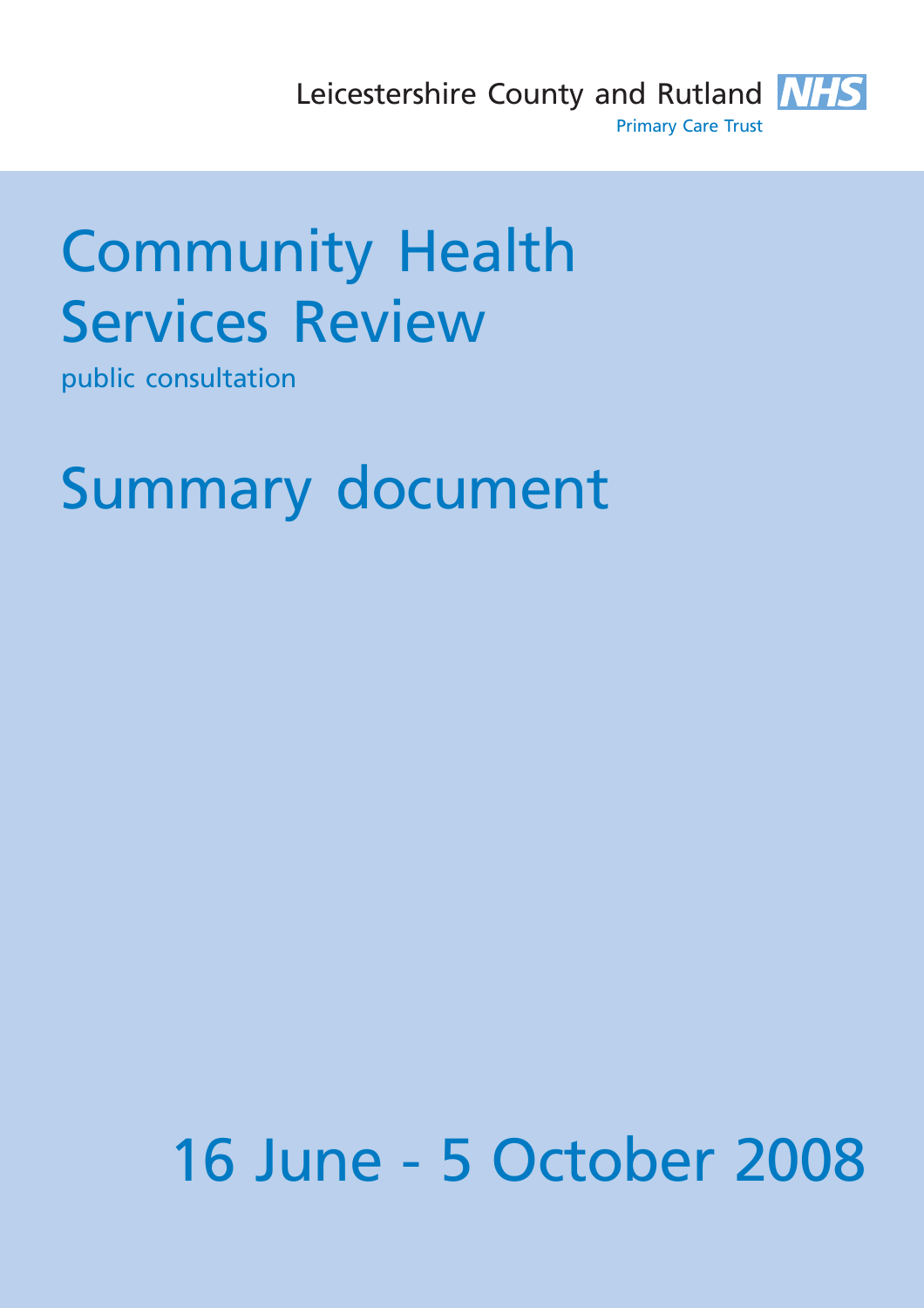Leicestershire County and Rutland NHS

Primary Care Trust

# Community Health Services Review

public consultation

# Summary document

16 June - 5 October 2008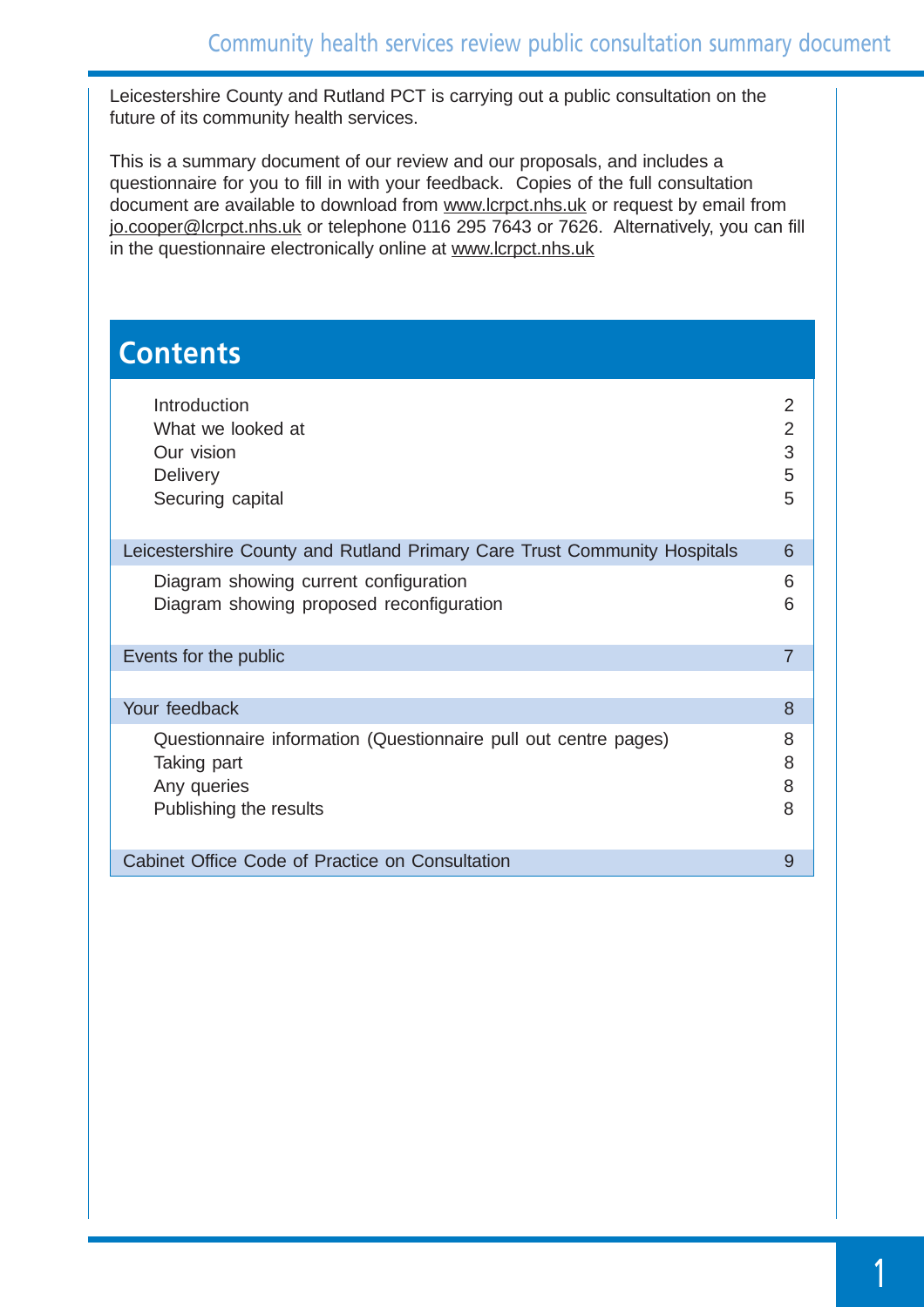Leicestershire County and Rutland PCT is carrying out a public consultation on the future of its community health services.

This is a summary document of our review and our proposals, and includes a questionnaire for you to fill in with your feedback. Copies of the full consultation document are available to download from www.lcrpct.nhs.uk or request by email from jo.cooper@lcrpct.nhs.uk or telephone 0116 295 7643 or 7626. Alternatively, you can fill in the questionnaire electronically online at www.lcrpct.nhs.uk

## Contents

| | |
|---|---|
| Introduction | 2 |
| What we looked at | 2 |
| Our vision | 3 |
| Delivery | 5 |
| Securing capital | 5 |
| **Leicestershire County and Rutland Primary Care Trust Community Hospitals** | **6** |
| Diagram showing current configuration | 6 |
| Diagram showing proposed reconfiguration | 6 |
| **Events for the public** | **7** |
| **Your feedback** | **8** |
| Questionnaire information (Questionnaire pull out centre pages) | 8 |
| Taking part | 8 |
| Any queries | 8 |
| Publishing the results | 8 |
| **Cabinet Office Code of Practice on Consultation** | **9** |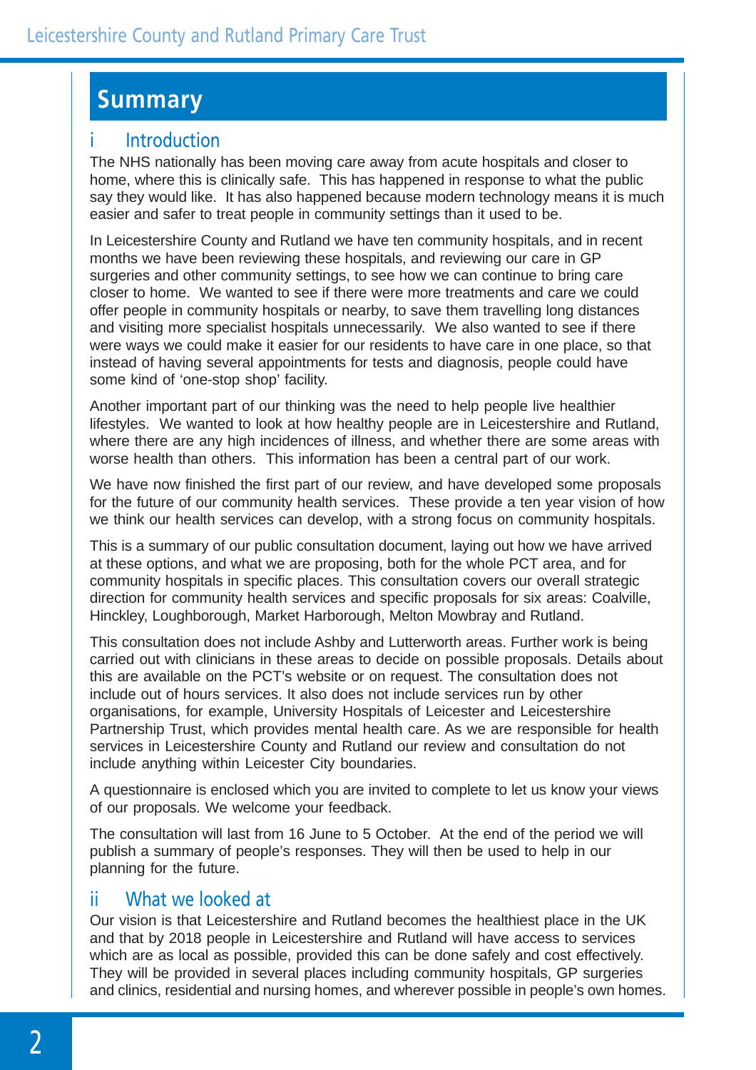# Summary

## i Introduction

The NHS nationally has been moving care away from acute hospitals and closer to home, where this is clinically safe. This has happened in response to what the public say they would like. It has also happened because modern technology means it is much easier and safer to treat people in community settings than it used to be.

In Leicestershire County and Rutland we have ten community hospitals, and in recent months we have been reviewing these hospitals, and reviewing our care in GP surgeries and other community settings, to see how we can continue to bring care closer to home. We wanted to see if there were more treatments and care we could offer people in community hospitals or nearby, to save them travelling long distances and visiting more specialist hospitals unnecessarily. We also wanted to see if there were ways we could make it easier for our residents to have care in one place, so that instead of having several appointments for tests and diagnosis, people could have some kind of 'one-stop shop' facility.

Another important part of our thinking was the need to help people live healthier lifestyles. We wanted to look at how healthy people are in Leicestershire and Rutland, where there are any high incidences of illness, and whether there are some areas with worse health than others. This information has been a central part of our work.

We have now finished the first part of our review, and have developed some proposals for the future of our community health services. These provide a ten year vision of how we think our health services can develop, with a strong focus on community hospitals.

This is a summary of our public consultation document, laying out how we have arrived at these options, and what we are proposing, both for the whole PCT area, and for community hospitals in specific places. This consultation covers our overall strategic direction for community health services and specific proposals for six areas: Coalville, Hinckley, Loughborough, Market Harborough, Melton Mowbray and Rutland.

This consultation does not include Ashby and Lutterworth areas. Further work is being carried out with clinicians in these areas to decide on possible proposals. Details about this are available on the PCT's website or on request. The consultation does not include out of hours services. It also does not include services run by other organisations, for example, University Hospitals of Leicester and Leicestershire Partnership Trust, which provides mental health care. As we are responsible for health services in Leicestershire County and Rutland our review and consultation do not include anything within Leicester City boundaries.

A questionnaire is enclosed which you are invited to complete to let us know your views of our proposals. We welcome your feedback.

The consultation will last from 16 June to 5 October. At the end of the period we will publish a summary of people's responses. They will then be used to help in our planning for the future.

## ii What we looked at

Our vision is that Leicestershire and Rutland becomes the healthiest place in the UK and that by 2018 people in Leicestershire and Rutland will have access to services which are as local as possible, provided this can be done safely and cost effectively. They will be provided in several places including community hospitals, GP surgeries and clinics, residential and nursing homes, and wherever possible in people's own homes.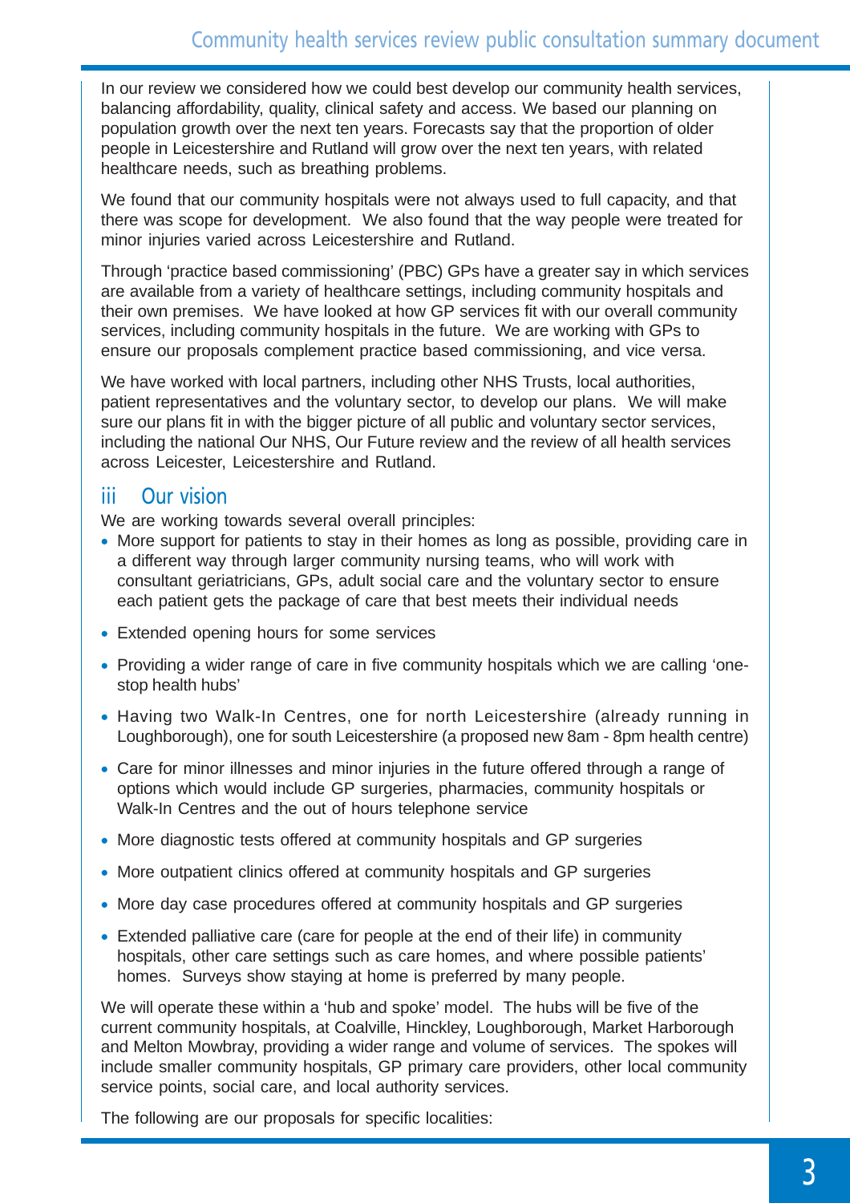In our review we considered how we could best develop our community health services, balancing affordability, quality, clinical safety and access. We based our planning on population growth over the next ten years. Forecasts say that the proportion of older people in Leicestershire and Rutland will grow over the next ten years, with related healthcare needs, such as breathing problems.

We found that our community hospitals were not always used to full capacity, and that there was scope for development. We also found that the way people were treated for minor injuries varied across Leicestershire and Rutland.

Through 'practice based commissioning' (PBC) GPs have a greater say in which services are available from a variety of healthcare settings, including community hospitals and their own premises. We have looked at how GP services fit with our overall community services, including community hospitals in the future. We are working with GPs to ensure our proposals complement practice based commissioning, and vice versa.

We have worked with local partners, including other NHS Trusts, local authorities, patient representatives and the voluntary sector, to develop our plans. We will make sure our plans fit in with the bigger picture of all public and voluntary sector services, including the national Our NHS, Our Future review and the review of all health services across Leicester, Leicestershire and Rutland.

## iii Our vision

We are working towards several overall principles:

- More support for patients to stay in their homes as long as possible, providing care in a different way through larger community nursing teams, who will work with consultant geriatricians, GPs, adult social care and the voluntary sector to ensure each patient gets the package of care that best meets their individual needs
- Extended opening hours for some services
- Providing a wider range of care in five community hospitals which we are calling 'one-stop health hubs'
- Having two Walk-In Centres, one for north Leicestershire (already running in Loughborough), one for south Leicestershire (a proposed new 8am - 8pm health centre)
- Care for minor illnesses and minor injuries in the future offered through a range of options which would include GP surgeries, pharmacies, community hospitals or Walk-In Centres and the out of hours telephone service
- More diagnostic tests offered at community hospitals and GP surgeries
- More outpatient clinics offered at community hospitals and GP surgeries
- More day case procedures offered at community hospitals and GP surgeries
- Extended palliative care (care for people at the end of their life) in community hospitals, other care settings such as care homes, and where possible patients' homes. Surveys show staying at home is preferred by many people.

We will operate these within a 'hub and spoke' model. The hubs will be five of the current community hospitals, at Coalville, Hinckley, Loughborough, Market Harborough and Melton Mowbray, providing a wider range and volume of services. The spokes will include smaller community hospitals, GP primary care providers, other local community service points, social care, and local authority services.

The following are our proposals for specific localities: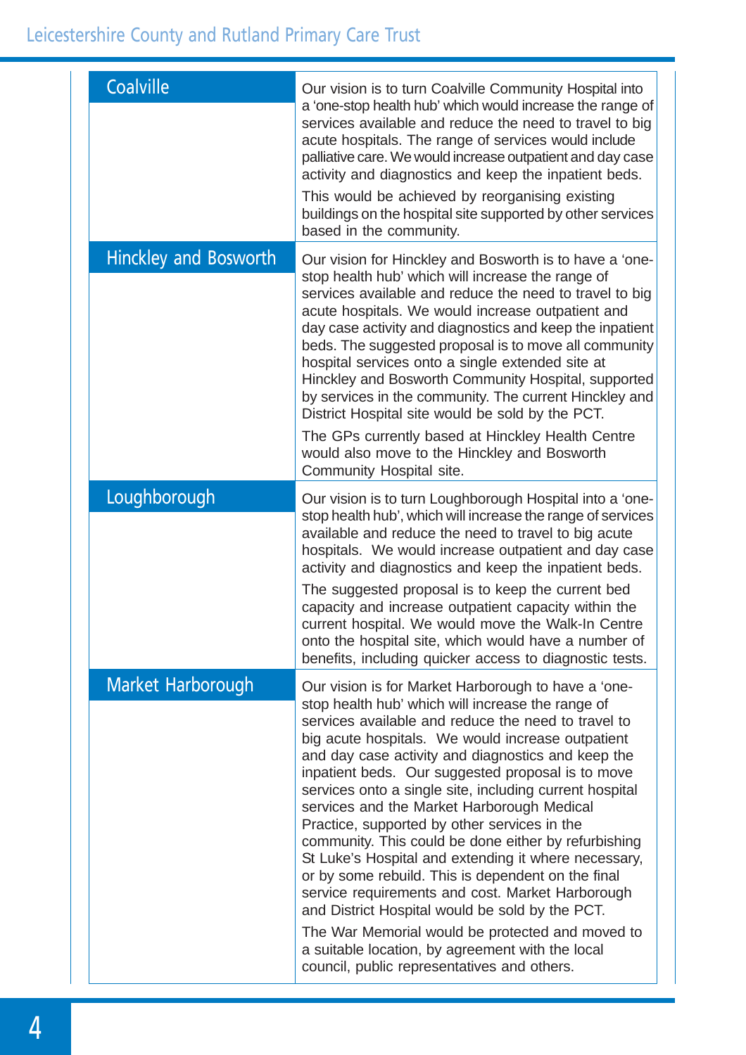## Coalville

Our vision is to turn Coalville Community Hospital into a 'one-stop health hub' which would increase the range of services available and reduce the need to travel to big acute hospitals. The range of services would include palliative care. We would increase outpatient and day case activity and diagnostics and keep the inpatient beds.

This would be achieved by reorganising existing buildings on the hospital site supported by other services based in the community.

## Hinckley and Bosworth

Our vision for Hinckley and Bosworth is to have a 'one-stop health hub' which will increase the range of services available and reduce the need to travel to big acute hospitals. We would increase outpatient and day case activity and diagnostics and keep the inpatient beds. The suggested proposal is to move all community hospital services onto a single extended site at Hinckley and Bosworth Community Hospital, supported by services in the community. The current Hinckley and District Hospital site would be sold by the PCT.

The GPs currently based at Hinckley Health Centre would also move to the Hinckley and Bosworth Community Hospital site.

## Loughborough

Our vision is to turn Loughborough Hospital into a 'one-stop health hub', which will increase the range of services available and reduce the need to travel to big acute hospitals. We would increase outpatient and day case activity and diagnostics and keep the inpatient beds.

The suggested proposal is to keep the current bed capacity and increase outpatient capacity within the current hospital. We would move the Walk-In Centre onto the hospital site, which would have a number of benefits, including quicker access to diagnostic tests.

## Market Harborough

Our vision is for Market Harborough to have a 'one-stop health hub' which will increase the range of services available and reduce the need to travel to big acute hospitals. We would increase outpatient and day case activity and diagnostics and keep the inpatient beds. Our suggested proposal is to move services onto a single site, including current hospital services and the Market Harborough Medical Practice, supported by other services in the community. This could be done either by refurbishing St Luke's Hospital and extending it where necessary, or by some rebuild. This is dependent on the final service requirements and cost. Market Harborough and District Hospital would be sold by the PCT.

The War Memorial would be protected and moved to a suitable location, by agreement with the local council, public representatives and others.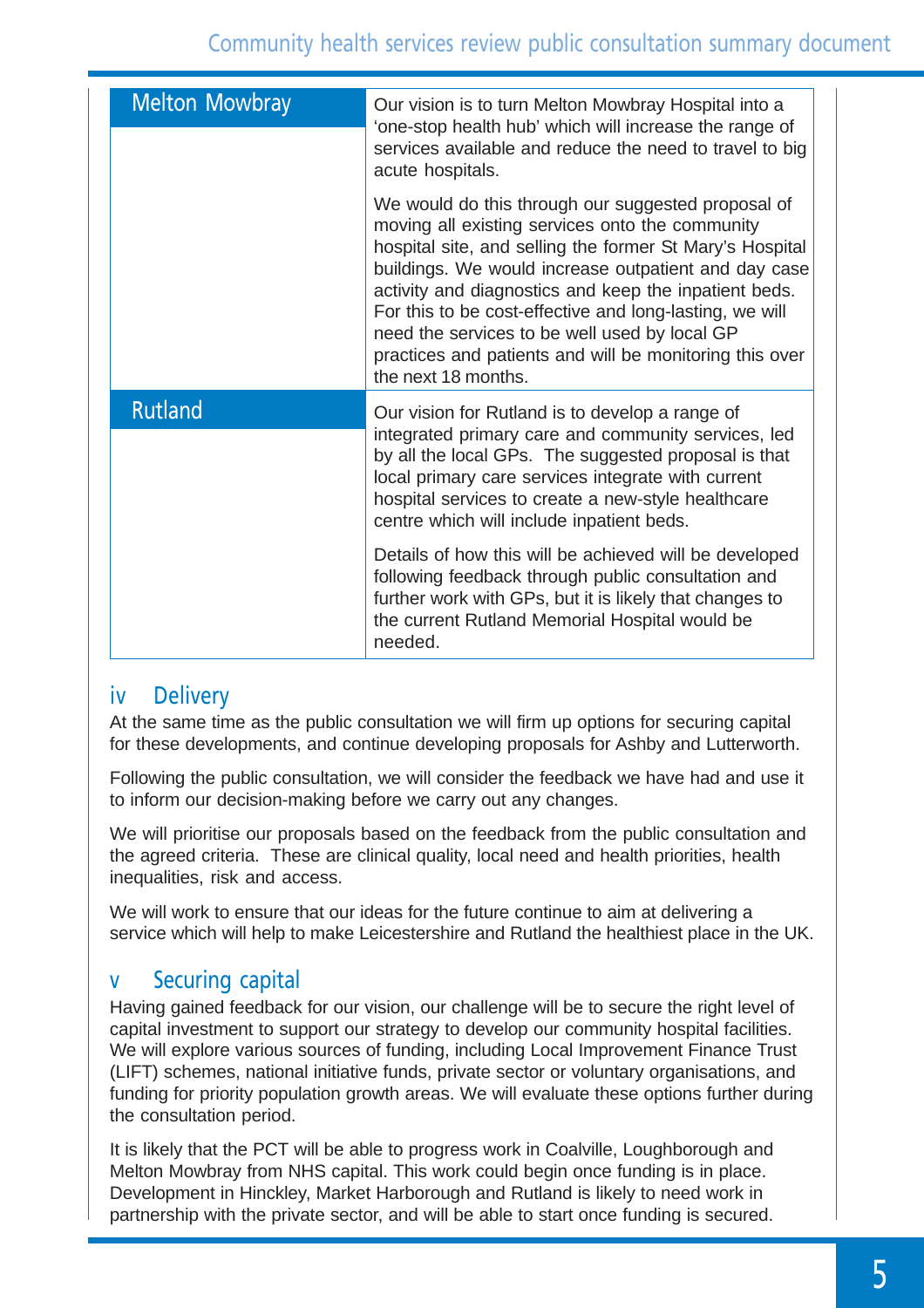| | |
|---|---|
| Melton Mowbray | Our vision is to turn Melton Mowbray Hospital into a 'one-stop health hub' which will increase the range of services available and reduce the need to travel to big acute hospitals.<br><br>We would do this through our suggested proposal of moving all existing services onto the community hospital site, and selling the former St Mary's Hospital buildings. We would increase outpatient and day case activity and diagnostics and keep the inpatient beds. For this to be cost-effective and long-lasting, we will need the services to be well used by local GP practices and patients and will be monitoring this over the next 18 months. |
| Rutland | Our vision for Rutland is to develop a range of integrated primary care and community services, led by all the local GPs. The suggested proposal is that local primary care services integrate with current hospital services to create a new-style healthcare centre which will include inpatient beds.<br><br>Details of how this will be achieved will be developed following feedback through public consultation and further work with GPs, but it is likely that changes to the current Rutland Memorial Hospital would be needed. |

## iv Delivery

At the same time as the public consultation we will firm up options for securing capital for these developments, and continue developing proposals for Ashby and Lutterworth.

Following the public consultation, we will consider the feedback we have had and use it to inform our decision-making before we carry out any changes.

We will prioritise our proposals based on the feedback from the public consultation and the agreed criteria. These are clinical quality, local need and health priorities, health inequalities, risk and access.

We will work to ensure that our ideas for the future continue to aim at delivering a service which will help to make Leicestershire and Rutland the healthiest place in the UK.

## v Securing capital

Having gained feedback for our vision, our challenge will be to secure the right level of capital investment to support our strategy to develop our community hospital facilities. We will explore various sources of funding, including Local Improvement Finance Trust (LIFT) schemes, national initiative funds, private sector or voluntary organisations, and funding for priority population growth areas. We will evaluate these options further during the consultation period.

It is likely that the PCT will be able to progress work in Coalville, Loughborough and Melton Mowbray from NHS capital. This work could begin once funding is in place. Development in Hinckley, Market Harborough and Rutland is likely to need work in partnership with the private sector, and will be able to start once funding is secured.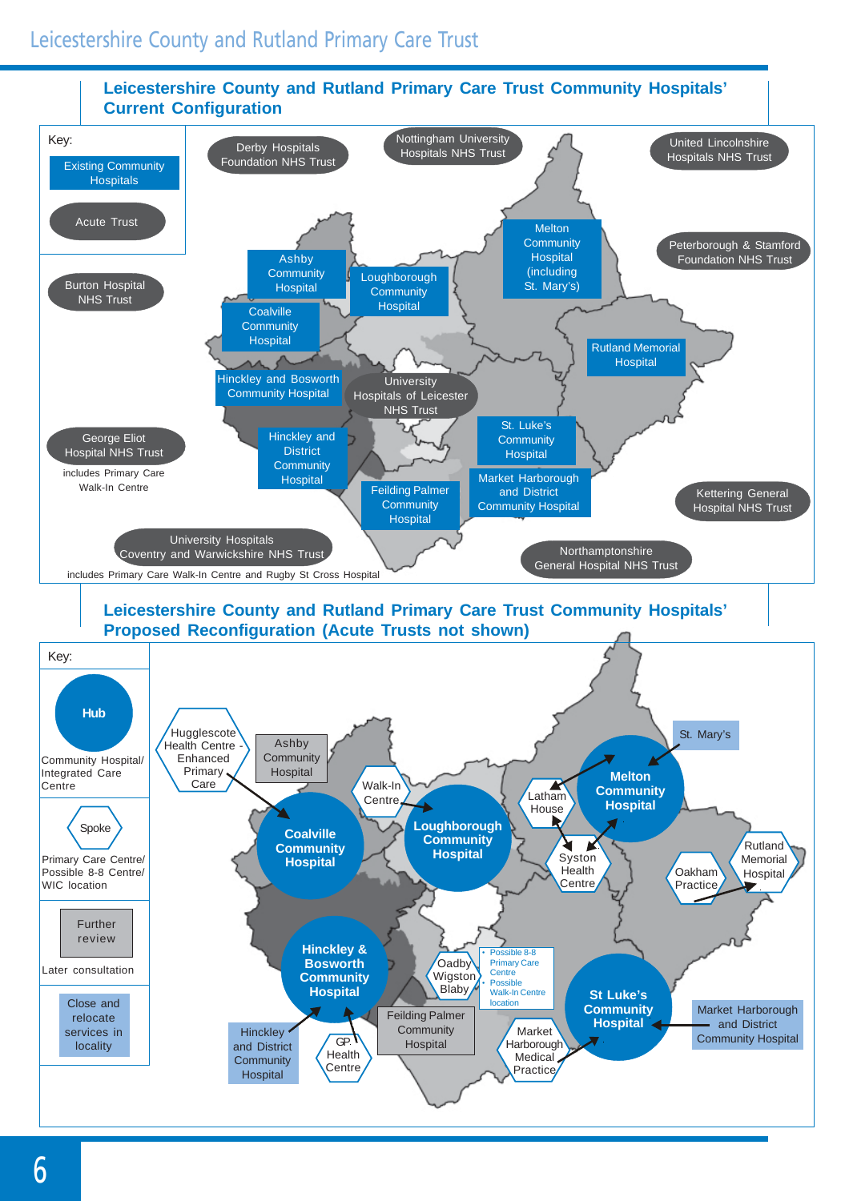## Leicestershire County and Rutland Primary Care Trust Community Hospitals' Current Configuration

Key:

Existing Community Hospitals

Acute Trust

Derby Hospitals Foundation NHS Trust

Nottingham University Hospitals NHS Trust

United Lincolnshire Hospitals NHS Trust

Burton Hospital NHS Trust

Ashby Community Hospital

Loughborough Community Hospital

Melton Community Hospital (including St. Mary's)

Peterborough & Stamford Foundation NHS Trust

Coalville Community Hospital

Rutland Memorial Hospital

Hinckley and Bosworth Community Hospital

University Hospitals of Leicester NHS Trust

George Eliot Hospital NHS Trust

includes Primary Care Walk-In Centre

Hinckley and District Community Hospital

St. Luke's Community Hospital

Market Harborough and District Community Hospital

Feilding Palmer Community Hospital

Kettering General Hospital NHS Trust

University Hospitals Coventry and Warwickshire NHS Trust

includes Primary Care Walk-In Centre and Rugby St Cross Hospital

Northamptonshire General Hospital NHS Trust

## Leicestershire County and Rutland Primary Care Trust Community Hospitals' Proposed Reconfiguration (Acute Trusts not shown)

Key:

Hub — Community Hospital/ Integrated Care Centre

Spoke — Primary Care Centre/ Possible 8-8 Centre/ WIC location

Further review — Later consultation

Close and relocate services in locality

Hugglescote Health Centre - Enhanced Primary Care

Ashby Community Hospital

Walk-In Centre

Coalville Community Hospital

Loughborough Community Hospital

Latham House

Melton Community Hospital

St. Mary's

Syston Health Centre

Oakham Practice

Rutland Memorial Hospital

Hinckley & Bosworth Community Hospital

Oadby Wigston Blaby

- Possible 8-8 Primary Care Centre
- Possible Walk-In Centre location

St Luke's Community Hospital

Feilding Palmer Community Hospital

Market Harborough and District Community Hospital

Market Harborough Medical Practice

Hinckley and District Community Hospital

GP. Health Centre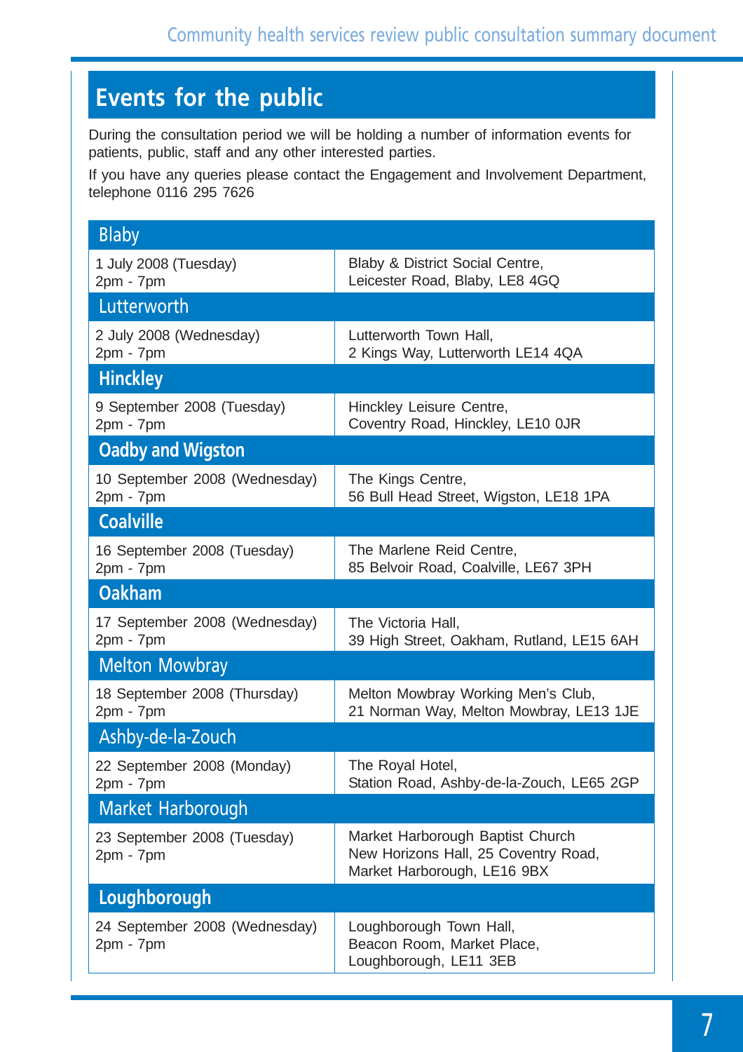## Events for the public

During the consultation period we will be holding a number of information events for patients, public, staff and any other interested parties.

If you have any queries please contact the Engagement and Involvement Department, telephone 0116 295 7626

| | |
|---|---|
| **Blaby** | |
| 1 July 2008 (Tuesday)<br>2pm - 7pm | Blaby & District Social Centre,<br>Leicester Road, Blaby, LE8 4GQ |
| **Lutterworth** | |
| 2 July 2008 (Wednesday)<br>2pm - 7pm | Lutterworth Town Hall,<br>2 Kings Way, Lutterworth LE14 4QA |
| **Hinckley** | |
| 9 September 2008 (Tuesday)<br>2pm - 7pm | Hinckley Leisure Centre,<br>Coventry Road, Hinckley, LE10 0JR |
| **Oadby and Wigston** | |
| 10 September 2008 (Wednesday)<br>2pm - 7pm | The Kings Centre,<br>56 Bull Head Street, Wigston, LE18 1PA |
| **Coalville** | |
| 16 September 2008 (Tuesday)<br>2pm - 7pm | The Marlene Reid Centre,<br>85 Belvoir Road, Coalville, LE67 3PH |
| **Oakham** | |
| 17 September 2008 (Wednesday)<br>2pm - 7pm | The Victoria Hall,<br>39 High Street, Oakham, Rutland, LE15 6AH |
| **Melton Mowbray** | |
| 18 September 2008 (Thursday)<br>2pm - 7pm | Melton Mowbray Working Men's Club,<br>21 Norman Way, Melton Mowbray, LE13 1JE |
| **Ashby-de-la-Zouch** | |
| 22 September 2008 (Monday)<br>2pm - 7pm | The Royal Hotel,<br>Station Road, Ashby-de-la-Zouch, LE65 2GP |
| **Market Harborough** | |
| 23 September 2008 (Tuesday)<br>2pm - 7pm | Market Harborough Baptist Church<br>New Horizons Hall, 25 Coventry Road,<br>Market Harborough, LE16 9BX |
| **Loughborough** | |
| 24 September 2008 (Wednesday)<br>2pm - 7pm | Loughborough Town Hall,<br>Beacon Room, Market Place,<br>Loughborough, LE11 3EB |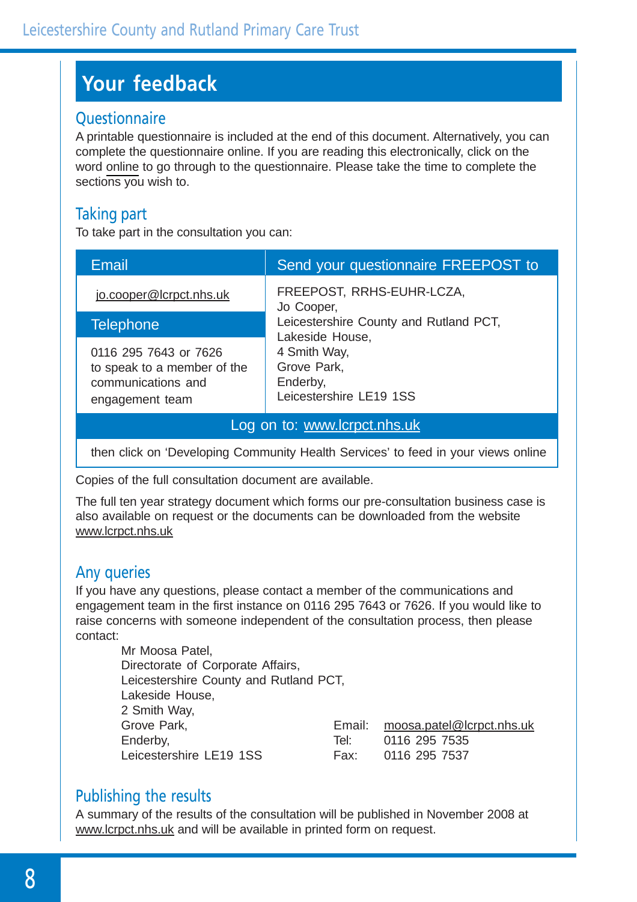# Your feedback

## Questionnaire

A printable questionnaire is included at the end of this document. Alternatively, you can complete the questionnaire online. If you are reading this electronically, click on the word online to go through to the questionnaire. Please take the time to complete the sections you wish to.

## Taking part

To take part in the consultation you can:

| Email | Send your questionnaire FREEPOST to |
|---|---|
| jo.cooper@lcrpct.nhs.uk | FREEPOST, RRHS-EUHR-LCZA,<br>Jo Cooper,<br>Leicestershire County and Rutland PCT,<br>Lakeside House,<br>4 Smith Way,<br>Grove Park,<br>Enderby,<br>Leicestershire LE19 1SS |
| **Telephone** | |
| 0116 295 7643 or 7626 to speak to a member of the communications and engagement team | |
| **Log on to: www.lcrpct.nhs.uk** | |
| then click on 'Developing Community Health Services' to feed in your views online | |

Copies of the full consultation document are available.

The full ten year strategy document which forms our pre-consultation business case is also available on request or the documents can be downloaded from the website www.lcrpct.nhs.uk

## Any queries

If you have any questions, please contact a member of the communications and engagement team in the first instance on 0116 295 7643 or 7626. If you would like to raise concerns with someone independent of the consultation process, then please contact:

Mr Moosa Patel,  
Directorate of Corporate Affairs,  
Leicestershire County and Rutland PCT,  
Lakeside House,  
2 Smith Way,  
Grove Park,  
Enderby,  
Leicestershire LE19 1SS

Email: moosa.patel@lcrpct.nhs.uk  
Tel: 0116 295 7535  
Fax: 0116 295 7537

## Publishing the results

A summary of the results of the consultation will be published in November 2008 at www.lcrpct.nhs.uk and will be available in printed form on request.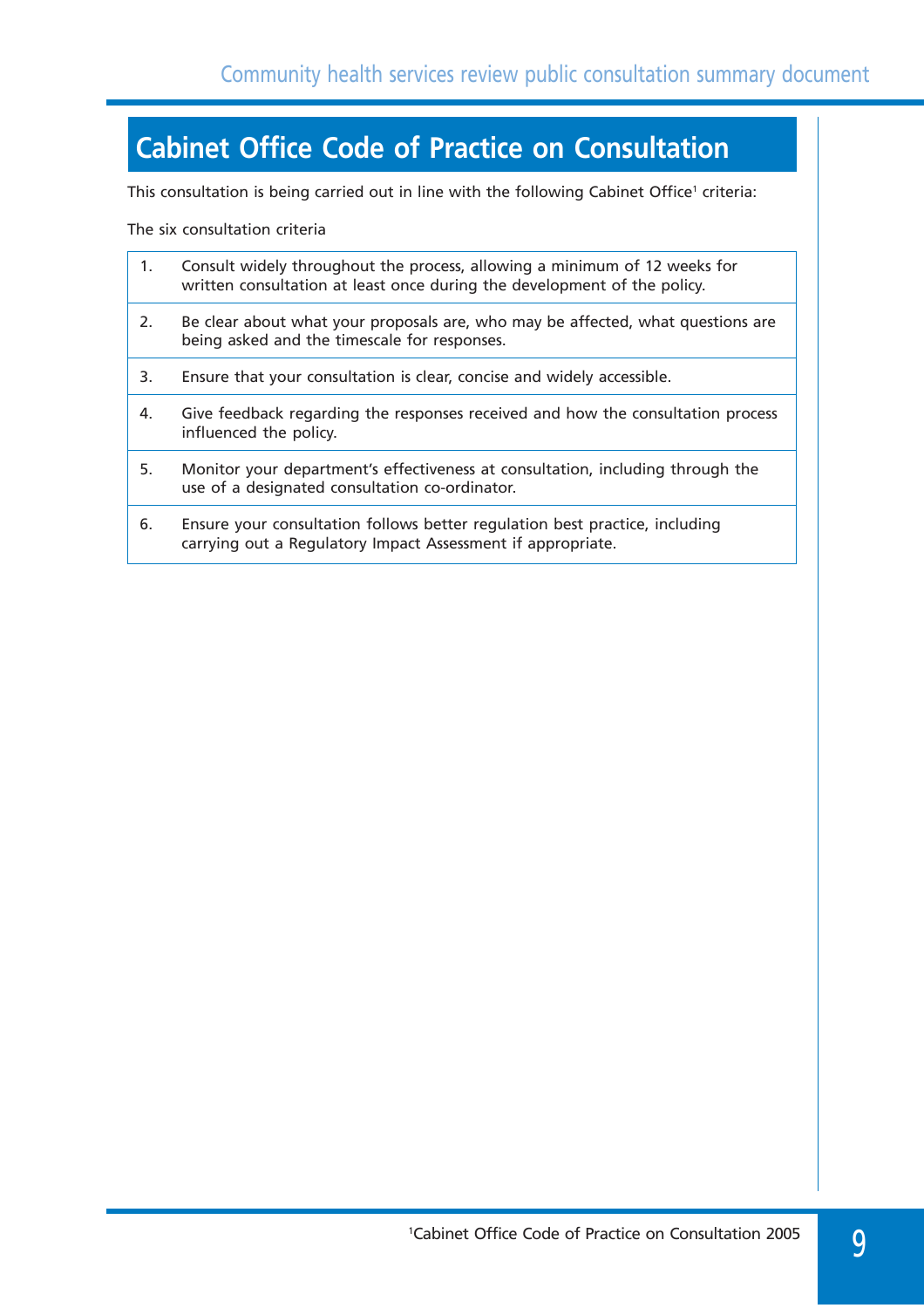# Cabinet Office Code of Practice on Consultation

This consultation is being carried out in line with the following Cabinet Office[1] criteria:

The six consultation criteria

| | |
|---|---|
| 1. | Consult widely throughout the process, allowing a minimum of 12 weeks for written consultation at least once during the development of the policy. |
| 2. | Be clear about what your proposals are, who may be affected, what questions are being asked and the timescale for responses. |
| 3. | Ensure that your consultation is clear, concise and widely accessible. |
| 4. | Give feedback regarding the responses received and how the consultation process influenced the policy. |
| 5. | Monitor your department's effectiveness at consultation, including through the use of a designated consultation co-ordinator. |
| 6. | Ensure your consultation follows better regulation best practice, including carrying out a Regulatory Impact Assessment if appropriate. |

[1]Cabinet Office Code of Practice on Consultation 2005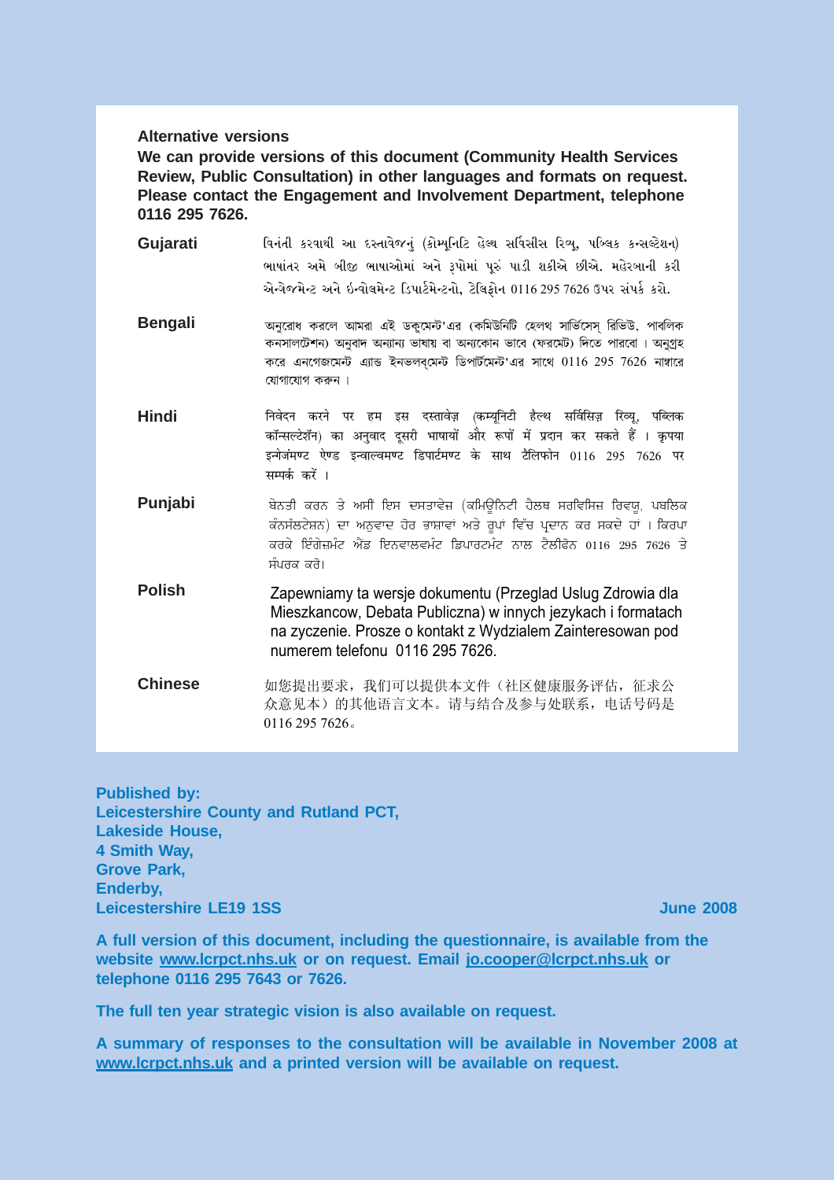**Alternative versions**

**We can provide versions of this document (Community Health Services Review, Public Consultation) in other languages and formats on request. Please contact the Engagement and Involvement Department, telephone 0116 295 7626.**

| | |
|---|---|
| **Gujarati** | વિનંતી કરવાથી આ દસ્તાવેજનું (કોમ્યુનિટિ હેલ્થ સર્વિસીસ રિવ્યૂ, પબ્લિક કન્સલ્ટેશન) ભાષાંતર અમે બીજી ભાષાઓમાં અને રૂપોમાં પૂરું પાડી શકીએ છીએ. મહેરબાની કરી એન્ગેજમેન્ટ અને ઇન્વોલ્વમેન્ટ ડિપાર્ટમેન્ટનો, ટેલિફોન 0116 295 7626 ઉપર સંપર્ક કરો. |
| **Bengali** | অনুরোধ করলে আমরা এই ডকুমেন্ট'এর (কমিউনিটি হেলথ সার্ভিসেস্ রিভিউ, পাবলিক কনসালটেশন) অনুবাদ অন্যান্য ভাষায় বা অন্যকোন ভাবে (ফরমেট) দিতে পারবো । অনুগ্রহ করে এনগেজমেন্ট এ্যান্ড ইনভলব্‌মেন্ট ডিপার্টমেন্ট'এর সাথে 0116 295 7626 নাম্বারে যোগাযোগ করুন । |
| **Hindi** | निवेदन करने पर हम इस दस्तावेज़ (कम्यूनिटी हैल्थ सर्विसिज़ रिव्यू, पब्लिक कॉन्सल्टेशॅन) का अनुवाद दूसरी भाषायों और रूपों में प्रदान कर सकते हैं । कृपया इन्गेजमण्ट ऐण्ड इन्वाल्वमण्ट डिपार्टमण्ट के साथ टैलिफोन 0116 295 7626 पर सम्पर्क करें । |
| **Punjabi** | ਬੇਨਤੀ ਕਰਨ ਤੇ ਅਸੀਂ ਇਸ ਦਸਤਾਵੇਜ਼ (ਕਮਿਊਨਿਟੀ ਹੈਲਥ ਸਰਵਿਸਿਜ਼ ਰਿਵਯੂ, ਪਬਲਿਕ ਕੰਨਸੱਲਟੇਸ਼ਨ) ਦਾ ਅਨੁਵਾਦ ਹੋਰ ਭਾਸ਼ਾਵਾਂ ਅਤੇ ਰੂਪਾਂ ਵਿੱਚ ਪ੍ਰਦਾਨ ਕਰ ਸਕਦੇ ਹਾਂ । ਕਿਰਪਾ ਕਰਕੇ ਇੰਗੇਜ਼ਮੰਟ ਐਂਡ ਇਨਵਾਲਵਮੰਟ ਡਿਪਾਰਟਮੰਟ ਨਾਲ ਟੈਲੀਫੋਨ 0116 295 7626 ਤੇ ਸੰਪਰਕ ਕਰੋ। |
| **Polish** | Zapewniamy ta wersje dokumentu (Przeglad Uslug Zdrowia dla Mieszkancow, Debata Publiczna) w innych jezykach i formatach na zyczenie. Prosze o kontakt z Wydzialem Zainteresowan pod numerem telefonu 0116 295 7626. |
| **Chinese** | 如您提出要求，我们可以提供本文件（社区健康服务评估，征求公众意见本）的其他语言文本。请与结合及参与处联系，电话号码是0116 295 7626。 |

**Published by:**
**Leicestershire County and Rutland PCT,**
**Lakeside House,**
**4 Smith Way,**
**Grove Park,**
**Enderby,**
**Leicestershire LE19 1SS**

**June 2008**

**A full version of this document, including the questionnaire, is available from the website www.lcrpct.nhs.uk or on request. Email jo.cooper@lcrpct.nhs.uk or telephone 0116 295 7643 or 7626.**

**The full ten year strategic vision is also available on request.**

**A summary of responses to the consultation will be available in November 2008 at www.lcrpct.nhs.uk and a printed version will be available on request.**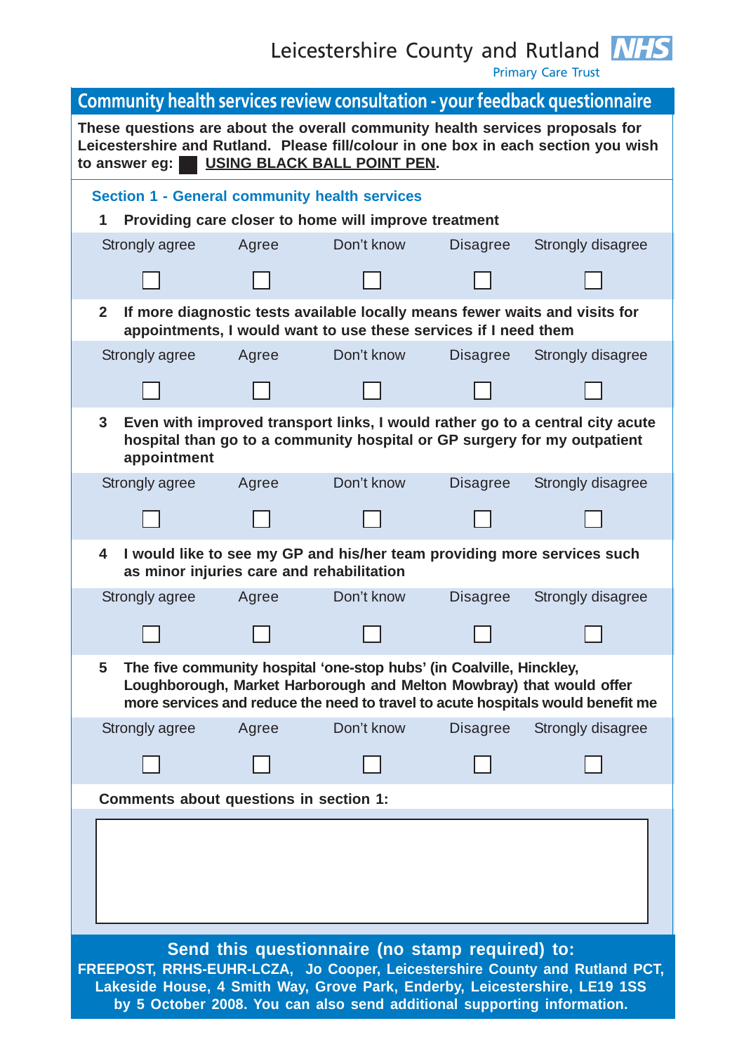Leicestershire County and Rutland NHS
Primary Care Trust

# Community health services review consultation - your feedback questionnaire

**These questions are about the overall community health services proposals for Leicestershire and Rutland. Please fill/colour in one box in each section you wish to answer eg: ■ USING BLACK BALL POINT PEN.**

## Section 1 - General community health services

**1 Providing care closer to home will improve treatment**

| Strongly agree | Agree | Don't know | Disagree | Strongly disagree |
|---|---|---|---|---|
| ☐ | ☐ | ☐ | ☐ | ☐ |

**2 If more diagnostic tests available locally means fewer waits and visits for appointments, I would want to use these services if I need them**

| Strongly agree | Agree | Don't know | Disagree | Strongly disagree |
|---|---|---|---|---|
| ☐ | ☐ | ☐ | ☐ | ☐ |

**3 Even with improved transport links, I would rather go to a central city acute hospital than go to a community hospital or GP surgery for my outpatient appointment**

| Strongly agree | Agree | Don't know | Disagree | Strongly disagree |
|---|---|---|---|---|
| ☐ | ☐ | ☐ | ☐ | ☐ |

**4 I would like to see my GP and his/her team providing more services such as minor injuries care and rehabilitation**

| Strongly agree | Agree | Don't know | Disagree | Strongly disagree |
|---|---|---|---|---|
| ☐ | ☐ | ☐ | ☐ | ☐ |

**5 The five community hospital 'one-stop hubs' (in Coalville, Hinckley, Loughborough, Market Harborough and Melton Mowbray) that would offer more services and reduce the need to travel to acute hospitals would benefit me**

| Strongly agree | Agree | Don't know | Disagree | Strongly disagree |
|---|---|---|---|---|
| ☐ | ☐ | ☐ | ☐ | ☐ |

**Comments about questions in section 1:**

**Send this questionnaire (no stamp required) to:**
**FREEPOST, RRHS-EUHR-LCZA, Jo Cooper, Leicestershire County and Rutland PCT, Lakeside House, 4 Smith Way, Grove Park, Enderby, Leicestershire, LE19 1SS by 5 October 2008. You can also send additional supporting information.**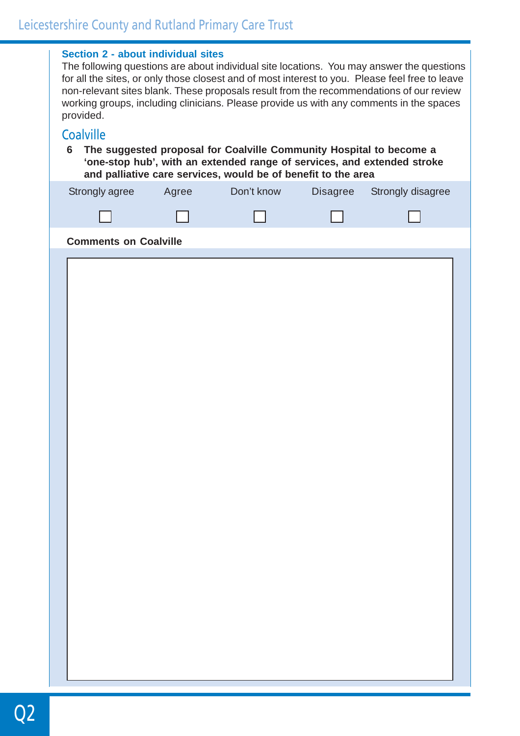## Section 2 - about individual sites

The following questions are about individual site locations. You may answer the questions for all the sites, or only those closest and of most interest to you. Please feel free to leave non-relevant sites blank. These proposals result from the recommendations of our review working groups, including clinicians. Please provide us with any comments in the spaces provided.

## Coalville

**6 The suggested proposal for Coalville Community Hospital to become a 'one-stop hub', with an extended range of services, and extended stroke and palliative care services, would be of benefit to the area**

| Strongly agree | Agree | Don't know | Disagree | Strongly disagree |
|---|---|---|---|---|
| ☐ | ☐ | ☐ | ☐ | ☐ |

**Comments on Coalville**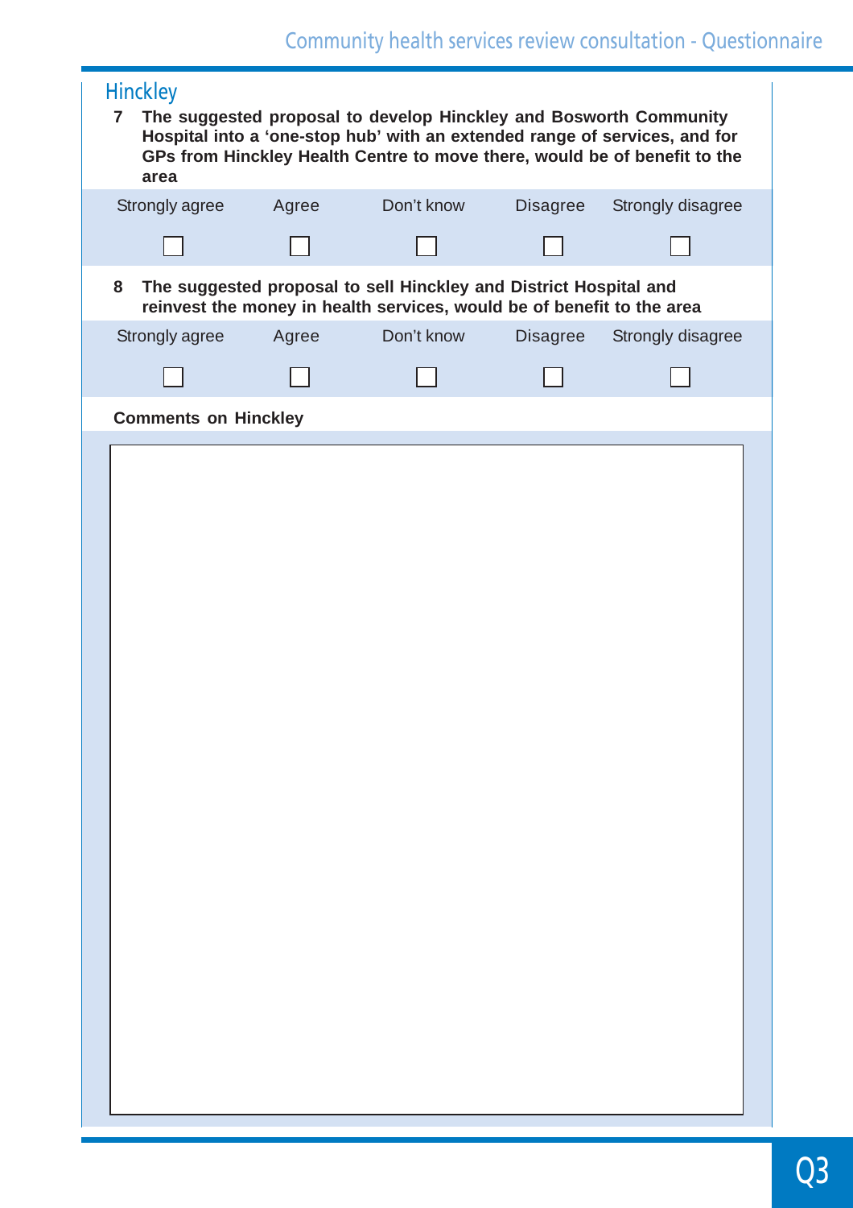## Hinckley

**7 The suggested proposal to develop Hinckley and Bosworth Community Hospital into a 'one-stop hub' with an extended range of services, and for GPs from Hinckley Health Centre to move there, would be of benefit to the area**

| Strongly agree | Agree | Don't know | Disagree | Strongly disagree |
|---|---|---|---|---|
| ☐ | ☐ | ☐ | ☐ | ☐ |

**8 The suggested proposal to sell Hinckley and District Hospital and reinvest the money in health services, would be of benefit to the area**

| Strongly agree | Agree | Don't know | Disagree | Strongly disagree |
|---|---|---|---|---|
| ☐ | ☐ | ☐ | ☐ | ☐ |

**Comments on Hinckley**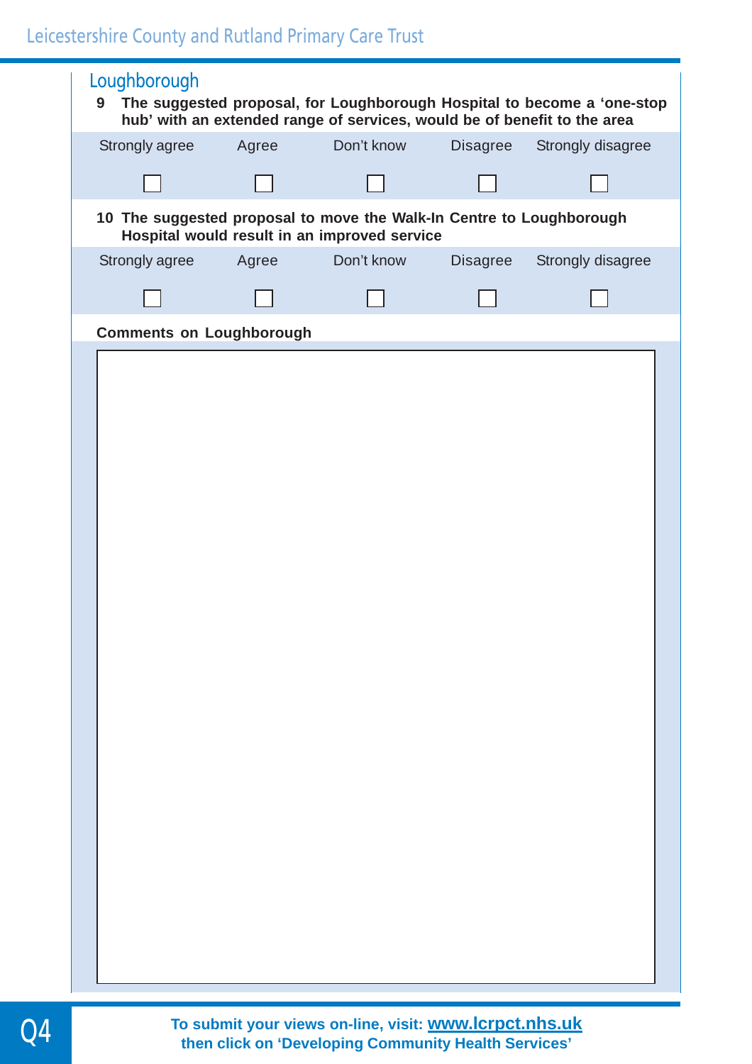## Loughborough

**9 The suggested proposal, for Loughborough Hospital to become a 'one-stop hub' with an extended range of services, would be of benefit to the area**

| Strongly agree | Agree | Don't know | Disagree | Strongly disagree |
|---|---|---|---|---|
| ☐ | ☐ | ☐ | ☐ | ☐ |

**10 The suggested proposal to move the Walk-In Centre to Loughborough Hospital would result in an improved service**

| Strongly agree | Agree | Don't know | Disagree | Strongly disagree |
|---|---|---|---|---|
| ☐ | ☐ | ☐ | ☐ | ☐ |

**Comments on Loughborough**

**To submit your views on-line, visit: www.lcrpct.nhs.uk then click on 'Developing Community Health Services'**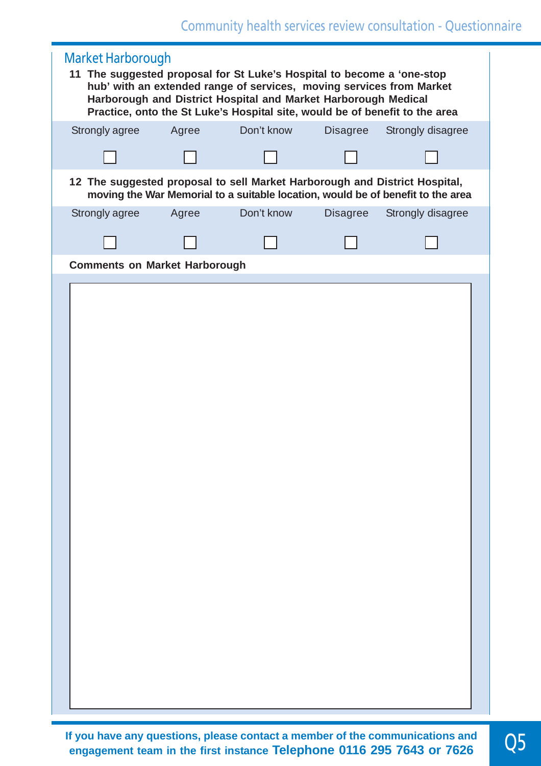## Market Harborough

**11 The suggested proposal for St Luke's Hospital to become a 'one-stop hub' with an extended range of services, moving services from Market Harborough and District Hospital and Market Harborough Medical Practice, onto the St Luke's Hospital site, would be of benefit to the area**

| Strongly agree | Agree | Don't know | Disagree | Strongly disagree |
|---|---|---|---|---|
| ☐ | ☐ | ☐ | ☐ | ☐ |

**12 The suggested proposal to sell Market Harborough and District Hospital, moving the War Memorial to a suitable location, would be of benefit to the area**

| Strongly agree | Agree | Don't know | Disagree | Strongly disagree |
|---|---|---|---|---|
| ☐ | ☐ | ☐ | ☐ | ☐ |

**Comments on Market Harborough**

**If you have any questions, please contact a member of the communications and engagement team in the first instance Telephone 0116 295 7643 or 7626**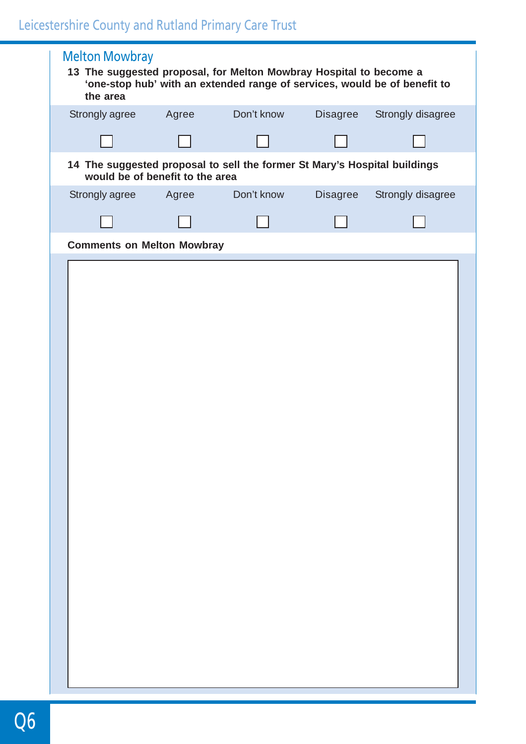## Melton Mowbray

**13 The suggested proposal, for Melton Mowbray Hospital to become a 'one-stop hub' with an extended range of services, would be of benefit to the area**

| Strongly agree | Agree | Don't know | Disagree | Strongly disagree |
|---|---|---|---|---|
| ☐ | ☐ | ☐ | ☐ | ☐ |

**14 The suggested proposal to sell the former St Mary's Hospital buildings would be of benefit to the area**

| Strongly agree | Agree | Don't know | Disagree | Strongly disagree |
|---|---|---|---|---|
| ☐ | ☐ | ☐ | ☐ | ☐ |

**Comments on Melton Mowbray**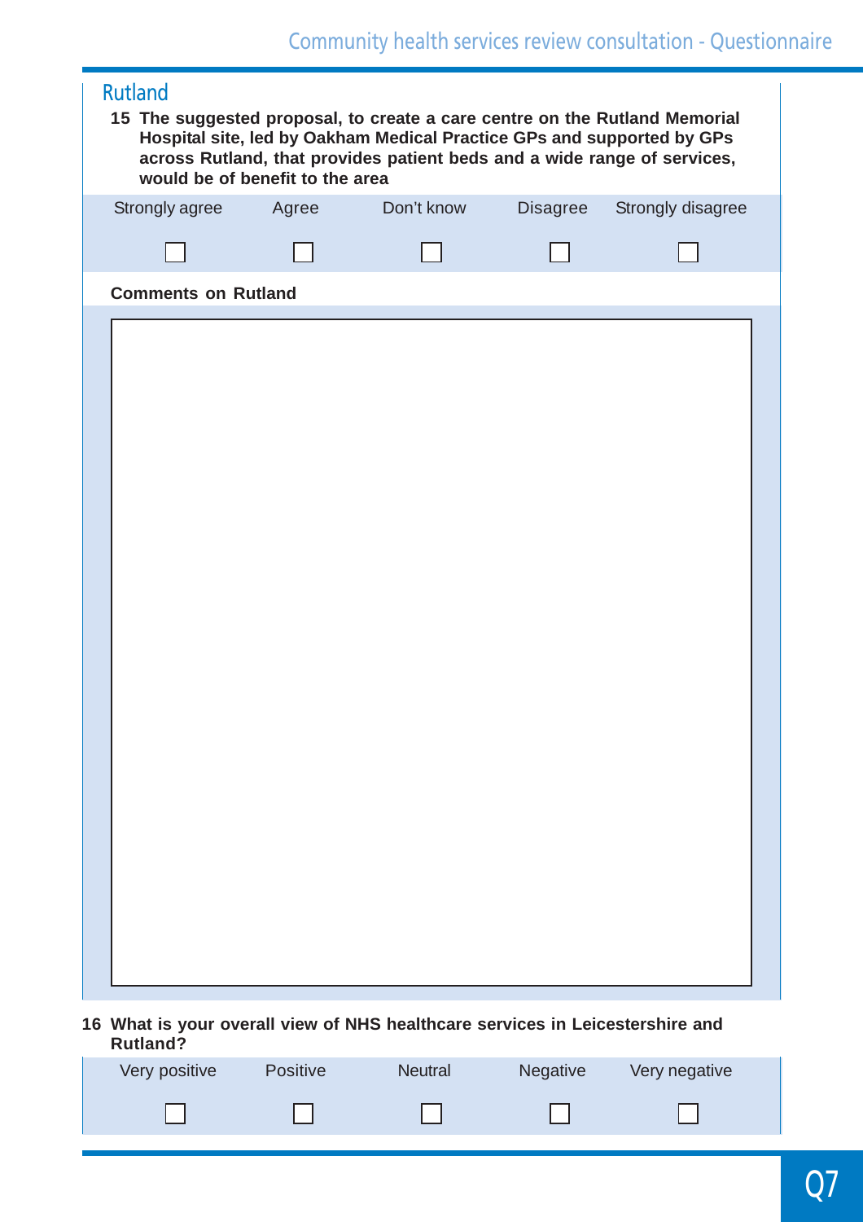## Rutland

**15 The suggested proposal, to create a care centre on the Rutland Memorial Hospital site, led by Oakham Medical Practice GPs and supported by GPs across Rutland, that provides patient beds and a wide range of services, would be of benefit to the area**

| Strongly agree | Agree | Don't know | Disagree | Strongly disagree |
|---|---|---|---|---|
| ☐ | ☐ | ☐ | ☐ | ☐ |

**Comments on Rutland**

**16 What is your overall view of NHS healthcare services in Leicestershire and Rutland?**

| Very positive | Positive | Neutral | Negative | Very negative |
|---|---|---|---|---|
| ☐ | ☐ | ☐ | ☐ | ☐ |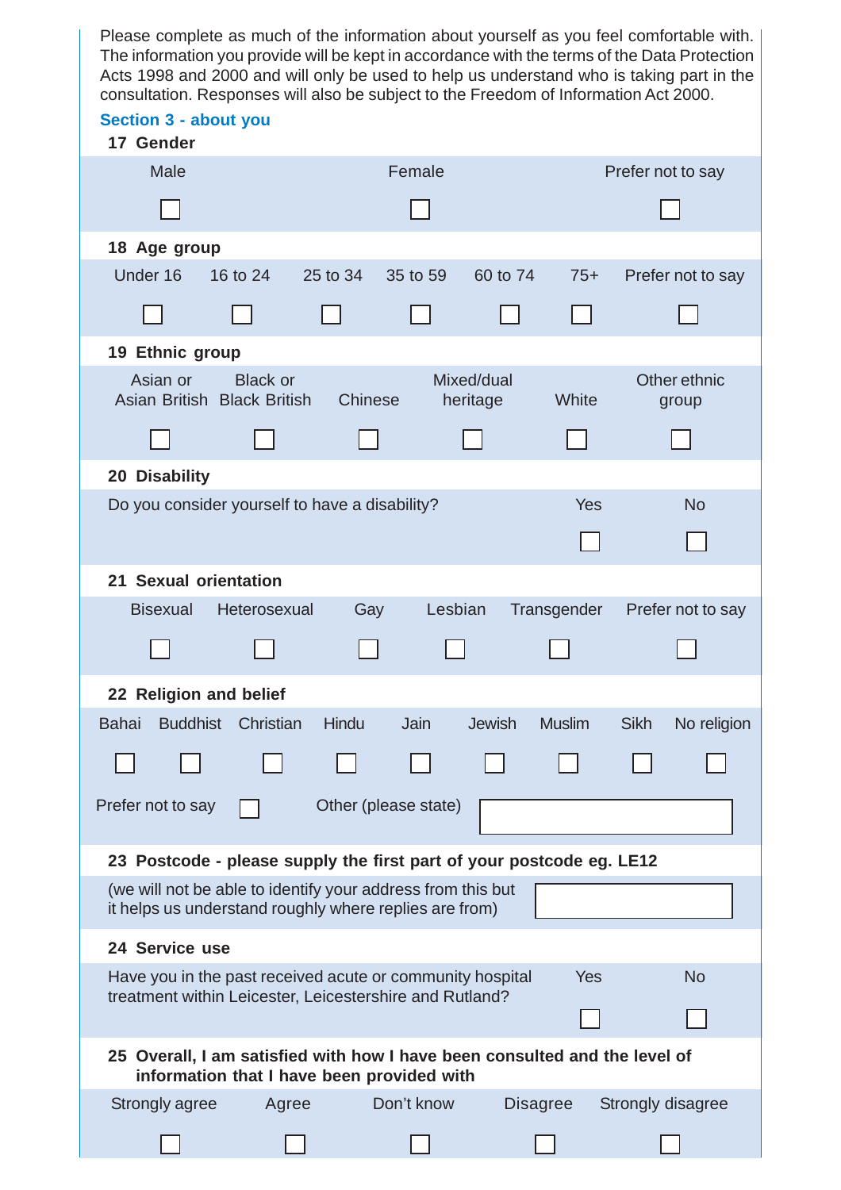Please complete as much of the information about yourself as you feel comfortable with. The information you provide will be kept in accordance with the terms of the Data Protection Acts 1998 and 2000 and will only be used to help us understand who is taking part in the consultation. Responses will also be subject to the Freedom of Information Act 2000.

## Section 3 - about you

### 17 Gender

| Male | Female | Prefer not to say |
|---|---|---|
| ☐ | ☐ | ☐ |

### 18 Age group

| Under 16 | 16 to 24 | 25 to 34 | 35 to 59 | 60 to 74 | 75+ | Prefer not to say |
|---|---|---|---|---|---|---|
| ☐ | ☐ | ☐ | ☐ | ☐ | ☐ | ☐ |

### 19 Ethnic group

| Asian or Asian British | Black or Black British | Chinese | Mixed/dual heritage | White | Other ethnic group |
|---|---|---|---|---|---|
| ☐ | ☐ | ☐ | ☐ | ☐ | ☐ |

### 20 Disability

| Do you consider yourself to have a disability? | Yes | No |
|---|---|---|
| | ☐ | ☐ |

### 21 Sexual orientation

| Bisexual | Heterosexual | Gay | Lesbian | Transgender | Prefer not to say |
|---|---|---|---|---|---|
| ☐ | ☐ | ☐ | ☐ | ☐ | ☐ |

### 22 Religion and belief

| Bahai | Buddhist | Christian | Hindu | Jain | Jewish | Muslim | Sikh | No religion |
|---|---|---|---|---|---|---|---|---|
| ☐ | ☐ | ☐ | ☐ | ☐ | ☐ | ☐ | ☐ | ☐ |

Prefer not to say ☐ Other (please state) ____________

### 23 Postcode - please supply the first part of your postcode eg. LE12

(we will not be able to identify your address from this but it helps us understand roughly where replies are from) ____________

### 24 Service use

| Have you in the past received acute or community hospital treatment within Leicester, Leicestershire and Rutland? | Yes | No |
|---|---|---|
| | ☐ | ☐ |

### 25 Overall, I am satisfied with how I have been consulted and the level of information that I have been provided with

| Strongly agree | Agree | Don't know | Disagree | Strongly disagree |
|---|---|---|---|---|
| ☐ | ☐ | ☐ | ☐ | ☐ |